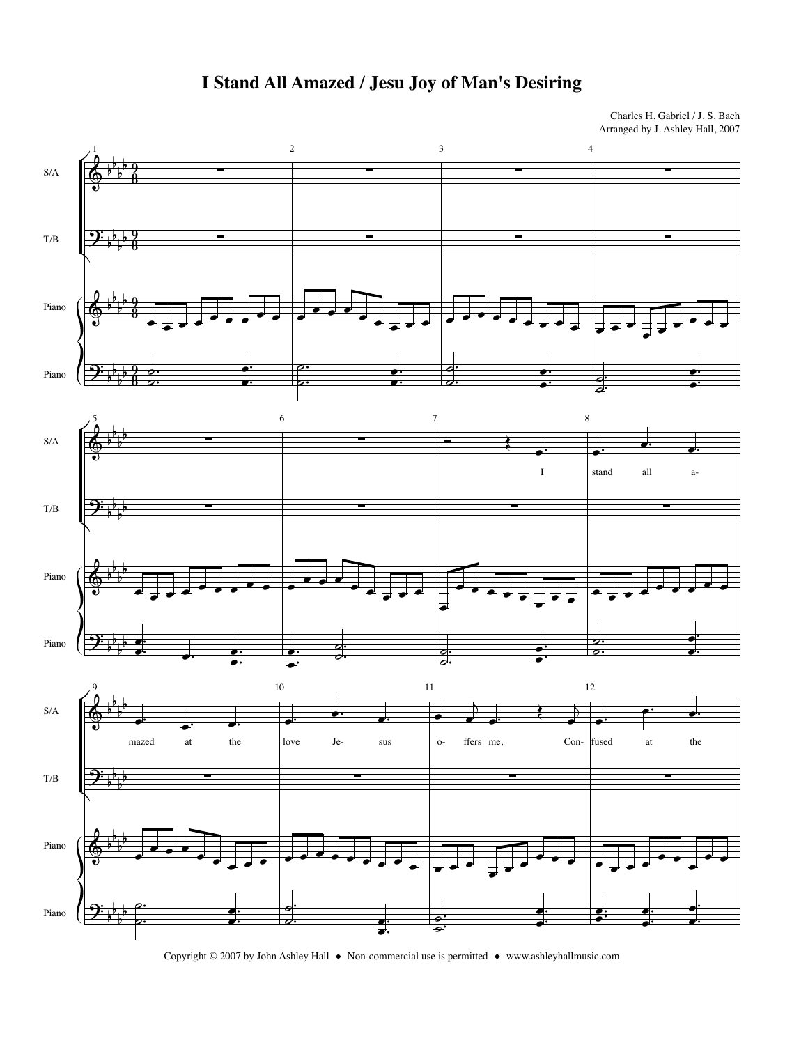# I Stand All Amazed / Jesu Joy of Man's Desiring

Charles H. Gabriel / J. S. Bach
Arranged by J. Ashley Hall, 2007

Copyright © 2007 by John Ashley Hall ◆ Non-commercial use is permitted ◆ www.ashleyhallmusic.com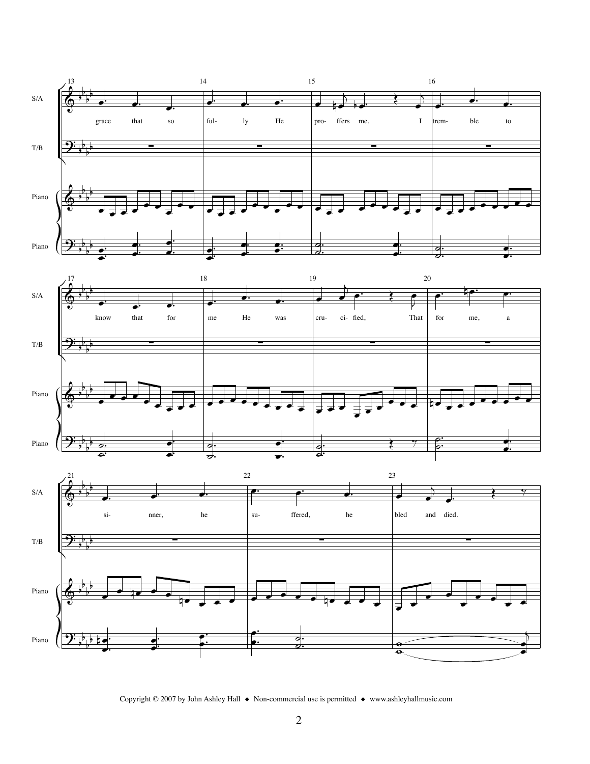S/A

T/B

Piano

Piano

grace that so ful- ly He pro- ffers me. I trem- ble to

know that for me He was cru- ci- fied, That for me, a

si- nner, he su- ffered, he bled and died.

Copyright © 2007 by John Ashley Hall ◆ Non-commercial use is permitted ◆ www.ashleyhallmusic.com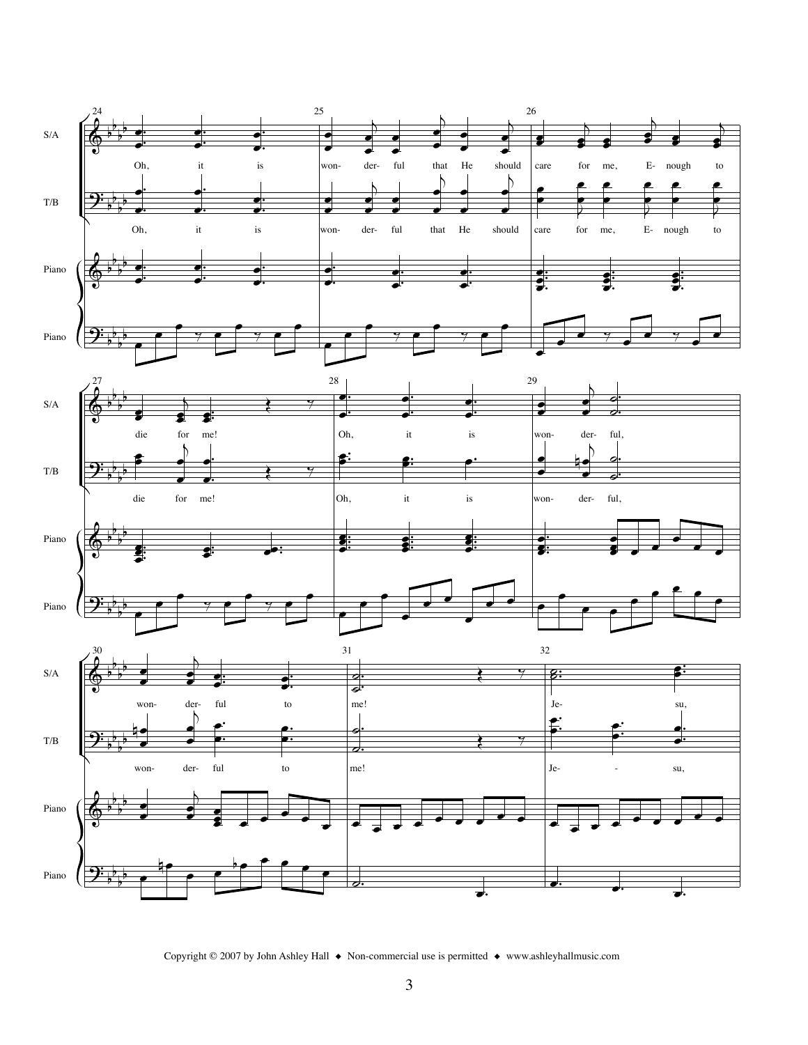24

S/A

Oh, it is won- der- ful that He should care for me, E- nough to

T/B

Oh, it is won- der- ful that He should care for me, E- nough to

Piano

27

die for me!

Oh, it is won- der- ful,

30

won- der- ful to me!

Je- su,

Je- - su,

Copyright © 2007 by John Ashley Hall ◆ Non-commercial use is permitted ◆ www.ashleyhallmusic.com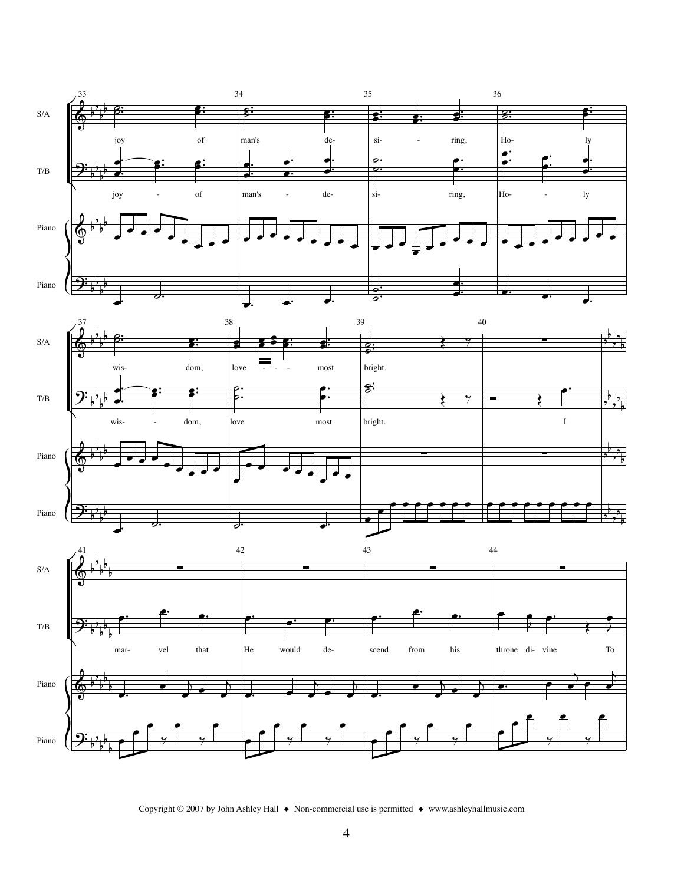Copyright © 2007 by John Ashley Hall ◆ Non-commercial use is permitted ◆ www.ashleyhallmusic.com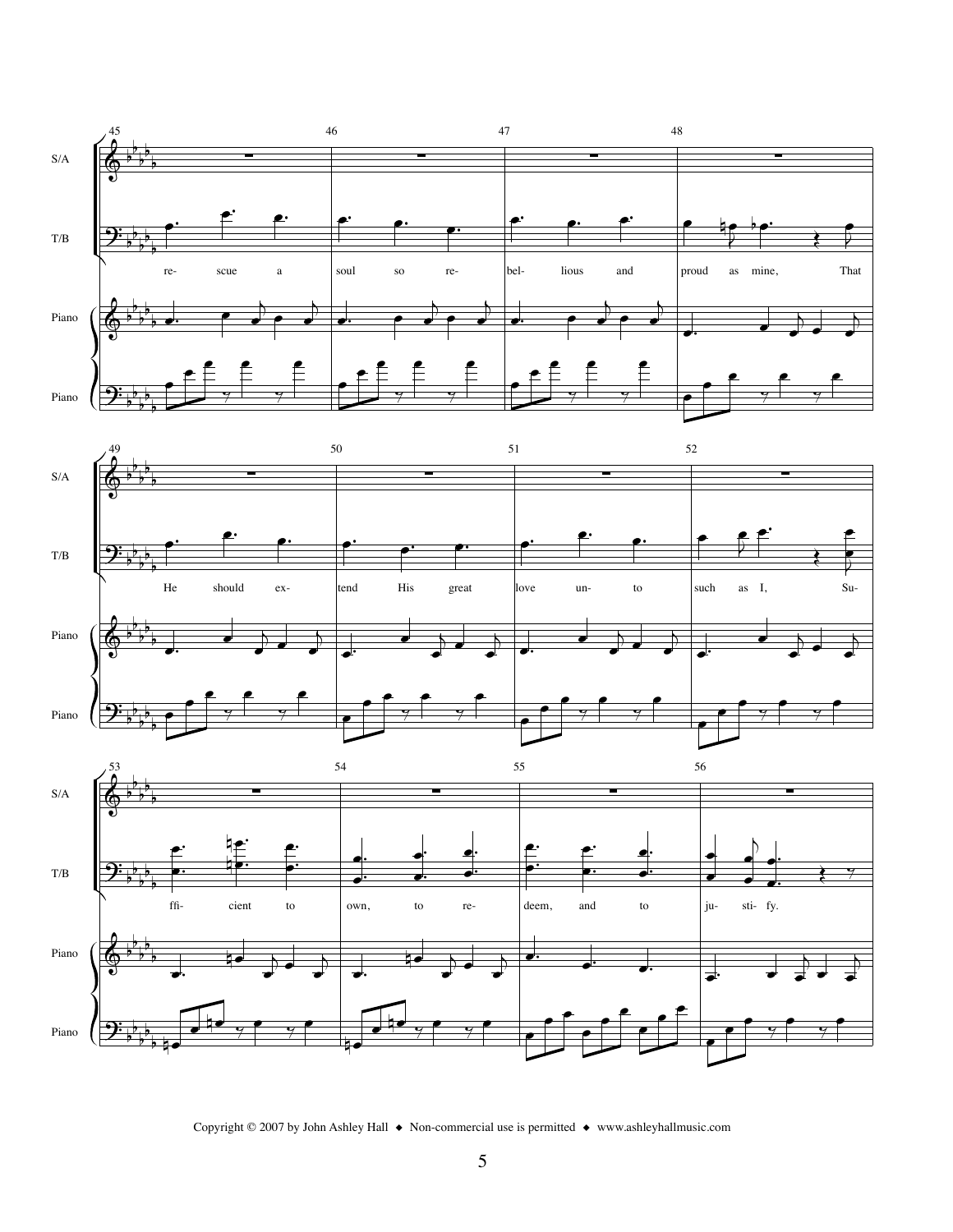S/A

T/B

Piano

Piano

45 46 47 48

re- scue a soul so re- bel- lious and proud as mine, That

49 50 51 52

He should ex- tend His great love un- to such as I, Su-

53 54 55 56

ffi- cient to own, to re- deem, and to ju- sti- fy.

Copyright © 2007 by John Ashley Hall ◆ Non-commercial use is permitted ◆ www.ashleyhallmusic.com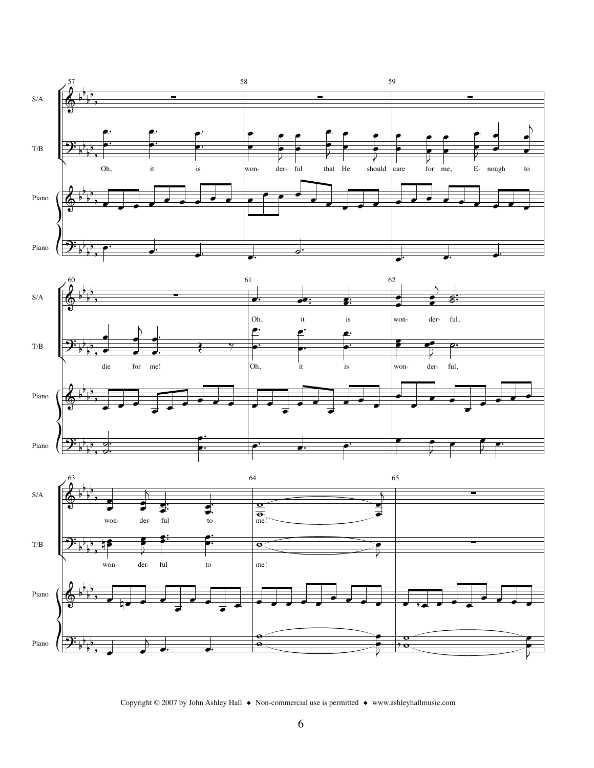57 58 59

S/A

T/B

Oh, it is won- der- ful that He should care for me, E- nough to

Piano

Piano

60 61 62

S/A

Oh, it is won- der- ful,

T/B

die for me! Oh, it is won- der- ful,

Piano

Piano

63 64 65

S/A

won- der- ful to me!

T/B

won- der- ful to me!

Piano

Piano

Copyright © 2007 by John Ashley Hall ◆ Non-commercial use is permitted ◆ www.ashleyhallmusic.com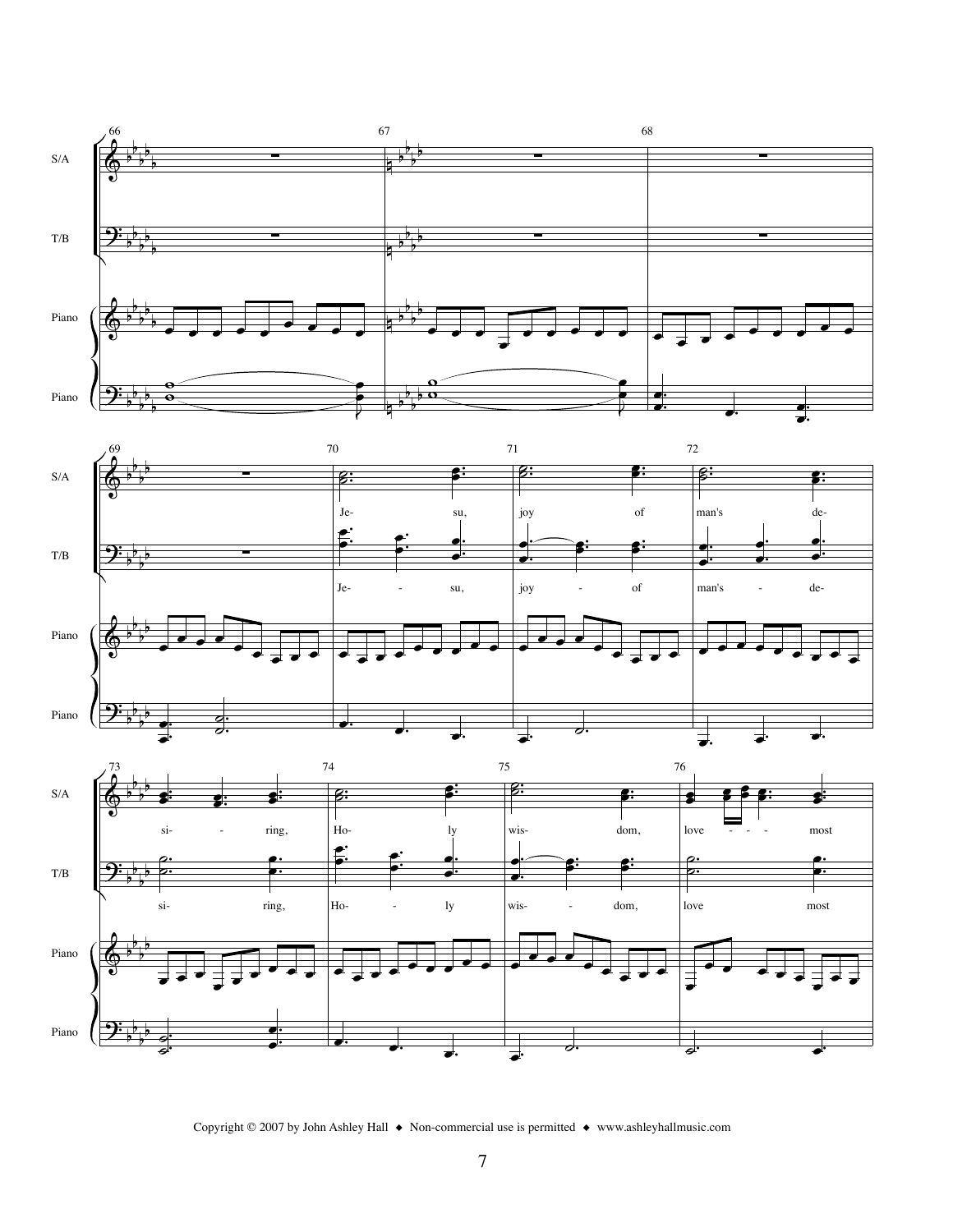Copyright © 2007 by John Ashley Hall ◆ Non-commercial use is permitted ◆ www.ashleyhallmusic.com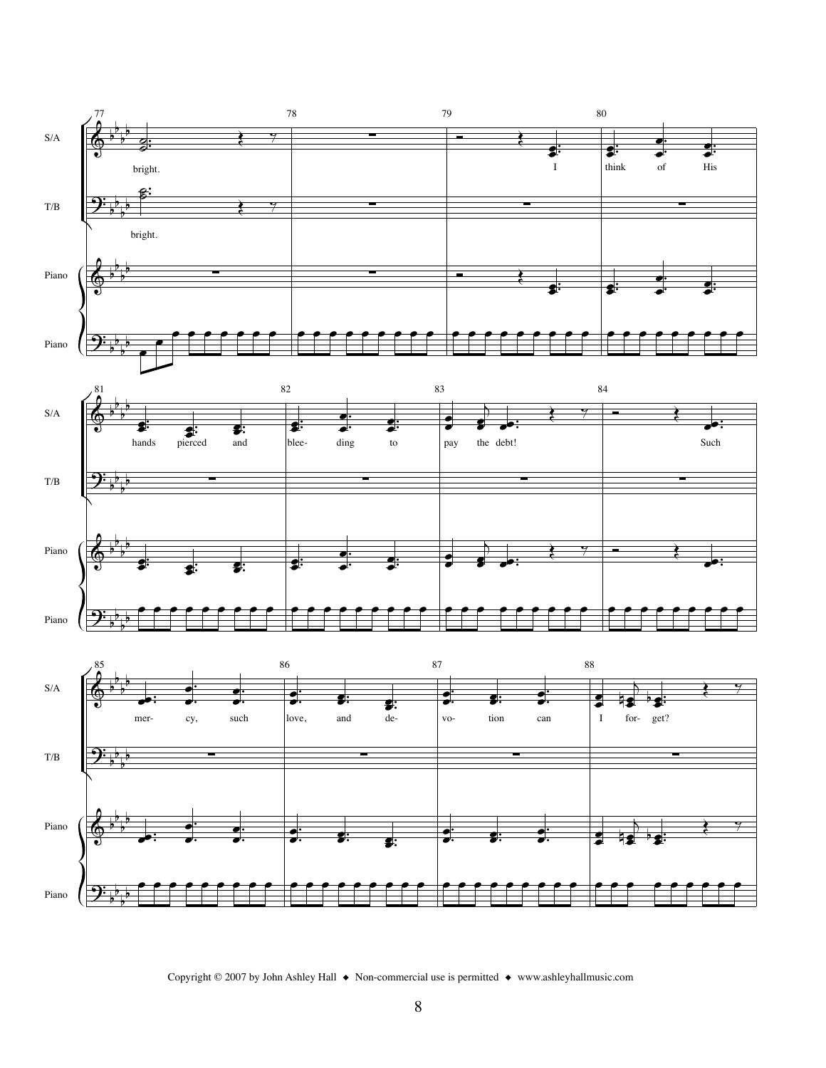S/A: bright. I think of His hands pierced and blee- ding to pay the debt! Such mer- cy, such love, and de- vo- tion can I for- get?

T/B: bright.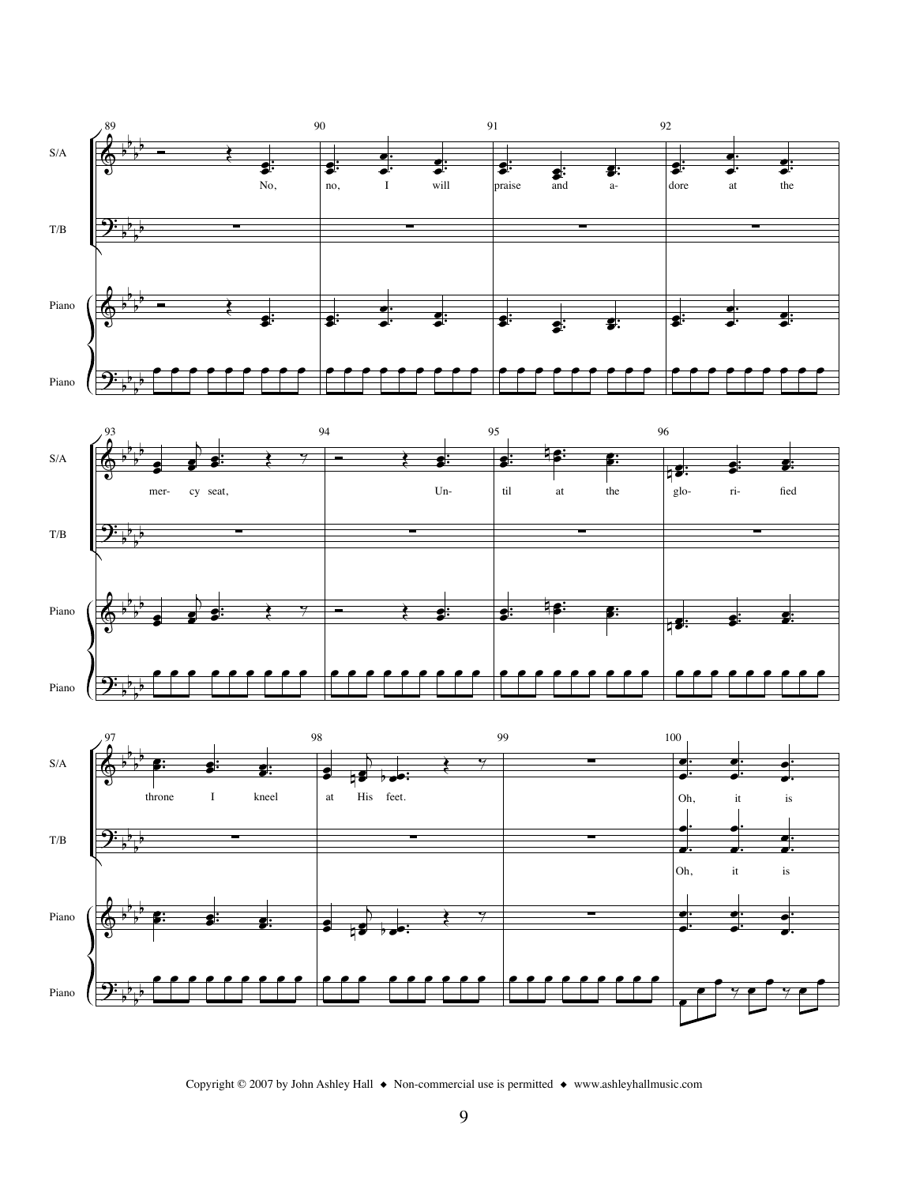Copyright © 2007 by John Ashley Hall ◆ Non-commercial use is permitted ◆ www.ashleyhallmusic.com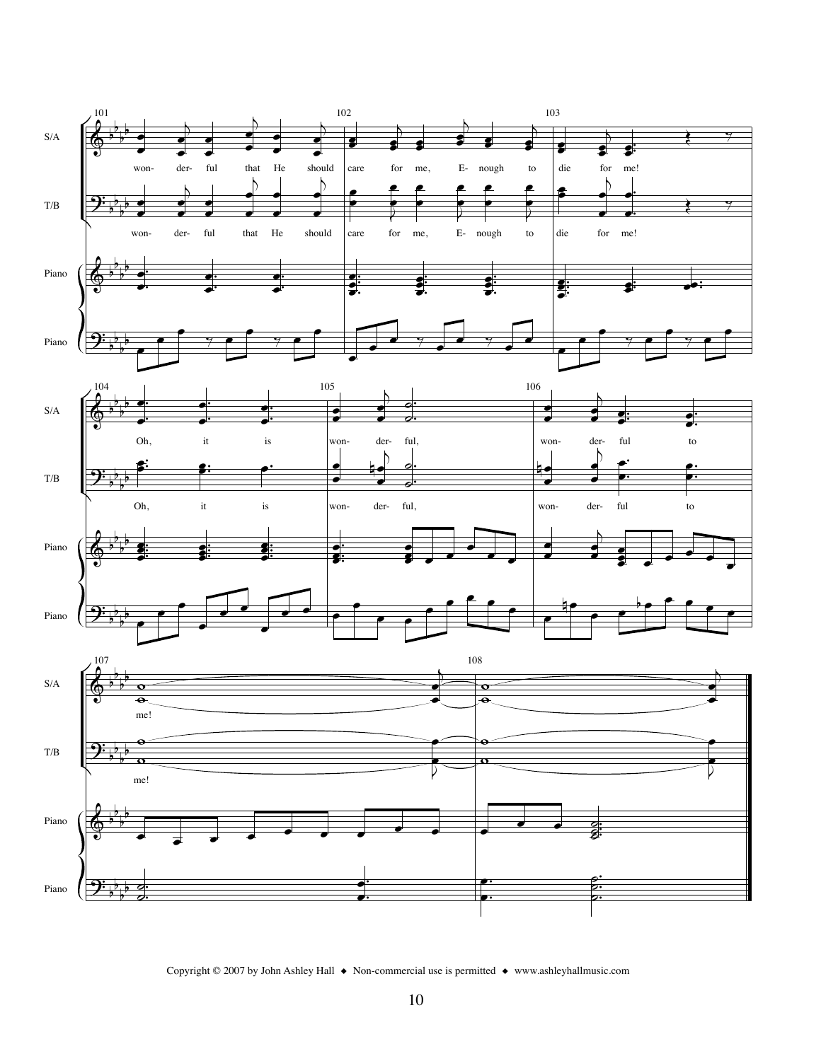Copyright © 2007 by John Ashley Hall ◆ Non-commercial use is permitted ◆ www.ashleyhallmusic.com